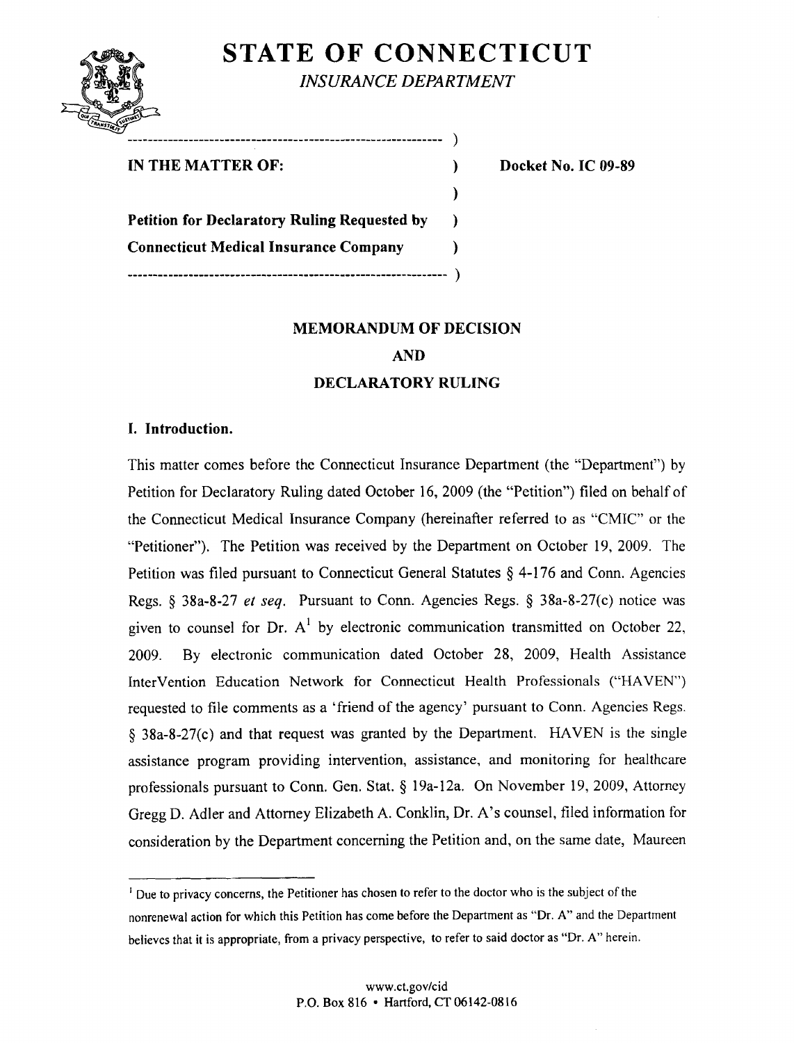# STATE OF CONNECTICUT

*INSURANCE DEPARTMENT*

| | |
|---|---|
| **IN THE MATTER OF:** | **Docket No. IC 09-89** |
| **Petition for Declaratory Ruling Requested by Connecticut Medical Insurance Company** | |

## MEMORANDUM OF DECISION

## AND

## DECLARATORY RULING

### I. Introduction.

This matter comes before the Connecticut Insurance Department (the "Department") by Petition for Declaratory Ruling dated October 16, 2009 (the "Petition") filed on behalf of the Connecticut Medical Insurance Company (hereinafter referred to as "CMIC" or the "Petitioner"). The Petition was received by the Department on October 19, 2009. The Petition was filed pursuant to Connecticut General Statutes § 4-176 and Conn. Agencies Regs. § 38a-8-27 *et seq.* Pursuant to Conn. Agencies Regs. § 38a-8-27(c) notice was given to counsel for Dr. A[1] by electronic communication transmitted on October 22, 2009. By electronic communication dated October 28, 2009, Health Assistance InterVention Education Network for Connecticut Health Professionals ("HAVEN") requested to file comments as a 'friend of the agency' pursuant to Conn. Agencies Regs. § 38a-8-27(c) and that request was granted by the Department. HAVEN is the single assistance program providing intervention, assistance, and monitoring for healthcare professionals pursuant to Conn. Gen. Stat. § 19a-12a. On November 19, 2009, Attorney Gregg D. Adler and Attorney Elizabeth A. Conklin, Dr. A's counsel, filed information for consideration by the Department concerning the Petition and, on the same date, Maureen

[1] Due to privacy concerns, the Petitioner has chosen to refer to the doctor who is the subject of the nonrenewal action for which this Petition has come before the Department as "Dr. A" and the Department believes that it is appropriate, from a privacy perspective, to refer to said doctor as "Dr. A" herein.

www.ct.gov/cid
P.O. Box 816 • Hartford, CT 06142-0816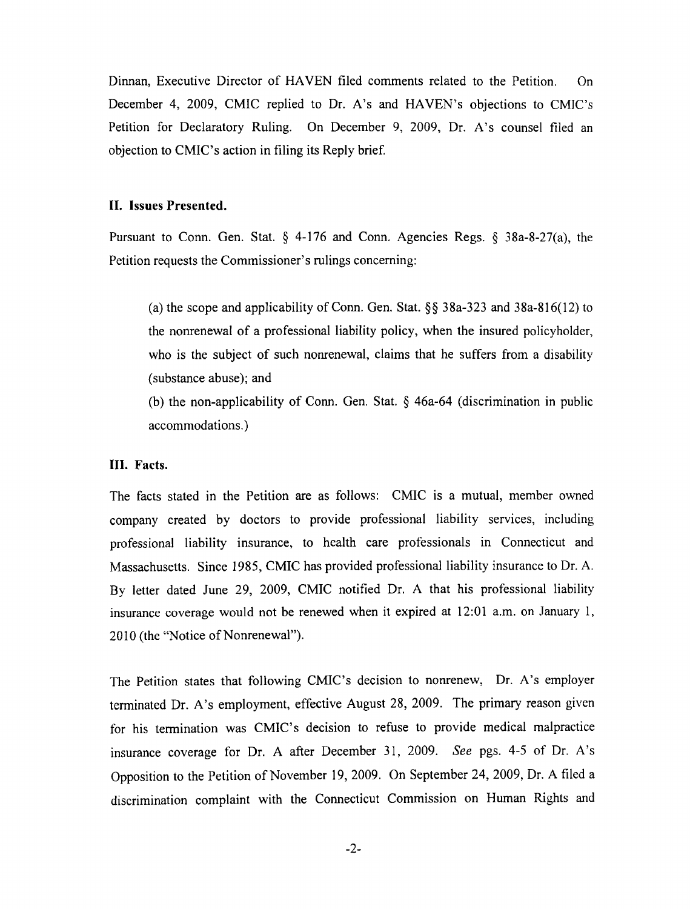Dinnan, Executive Director of HAVEN filed comments related to the Petition. On December 4, 2009, CMIC replied to Dr. A's and HAVEN's objections to CMIC's Petition for Declaratory Ruling. On December 9, 2009, Dr. A's counsel filed an objection to CMIC's action in filing its Reply brief.

## II. Issues Presented.

Pursuant to Conn. Gen. Stat. § 4-176 and Conn. Agencies Regs. § 38a-8-27(a), the Petition requests the Commissioner's rulings concerning:

(a) the scope and applicability of Conn. Gen. Stat. §§ 38a-323 and 38a-816(12) to the nonrenewal of a professional liability policy, when the insured policyholder, who is the subject of such nonrenewal, claims that he suffers from a disability (substance abuse); and

(b) the non-applicability of Conn. Gen. Stat. § 46a-64 (discrimination in public accommodations.)

## III. Facts.

The facts stated in the Petition are as follows: CMIC is a mutual, member owned company created by doctors to provide professional liability services, including professional liability insurance, to health care professionals in Connecticut and Massachusetts. Since 1985, CMIC has provided professional liability insurance to Dr. A. By letter dated June 29, 2009, CMIC notified Dr. A that his professional liability insurance coverage would not be renewed when it expired at 12:01 a.m. on January 1, 2010 (the "Notice of Nonrenewal").

The Petition states that following CMIC's decision to nonrenew, Dr. A's employer terminated Dr. A's employment, effective August 28, 2009. The primary reason given for his termination was CMIC's decision to refuse to provide medical malpractice insurance coverage for Dr. A after December 31, 2009. *See* pgs. 4-5 of Dr. A's Opposition to the Petition of November 19, 2009. On September 24, 2009, Dr. A filed a discrimination complaint with the Connecticut Commission on Human Rights and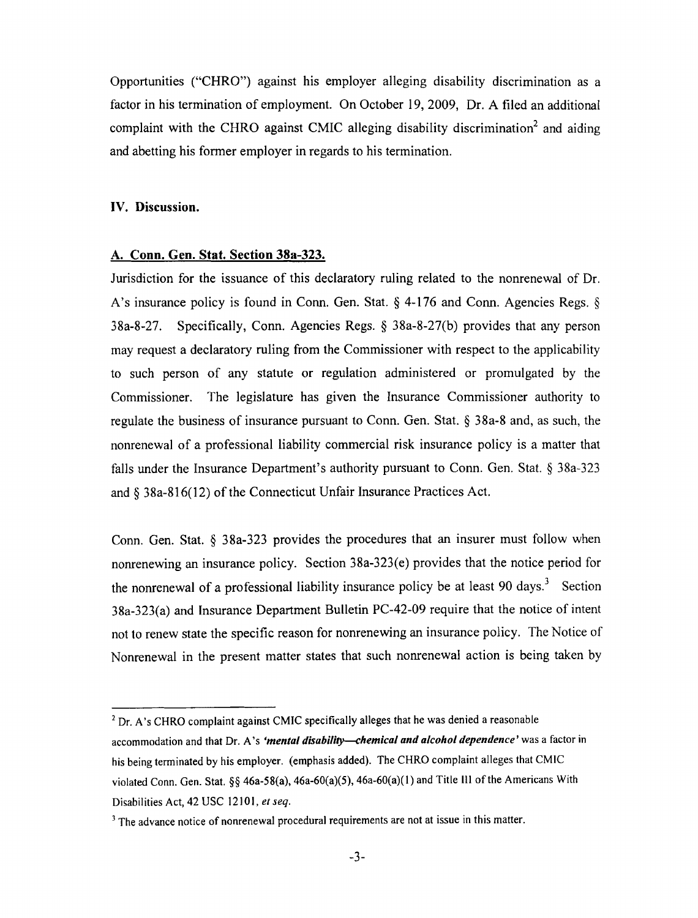Opportunities ("CHRO") against his employer alleging disability discrimination as a factor in his termination of employment. On October 19, 2009, Dr. A filed an additional complaint with the CHRO against CMIC alleging disability discrimination[2] and aiding and abetting his former employer in regards to his termination.

## IV. Discussion.

### A. Conn. Gen. Stat. Section 38a-323.

Jurisdiction for the issuance of this declaratory ruling related to the nonrenewal of Dr. A's insurance policy is found in Conn. Gen. Stat. § 4-176 and Conn. Agencies Regs. § 38a-8-27. Specifically, Conn. Agencies Regs. § 38a-8-27(b) provides that any person may request a declaratory ruling from the Commissioner with respect to the applicability to such person of any statute or regulation administered or promulgated by the Commissioner. The legislature has given the Insurance Commissioner authority to regulate the business of insurance pursuant to Conn. Gen. Stat. § 38a-8 and, as such, the nonrenewal of a professional liability commercial risk insurance policy is a matter that falls under the Insurance Department's authority pursuant to Conn. Gen. Stat. § 38a-323 and § 38a-816(12) of the Connecticut Unfair Insurance Practices Act.

Conn. Gen. Stat. § 38a-323 provides the procedures that an insurer must follow when nonrenewing an insurance policy. Section 38a-323(e) provides that the notice period for the nonrenewal of a professional liability insurance policy be at least 90 days.[3] Section 38a-323(a) and Insurance Department Bulletin PC-42-09 require that the notice of intent not to renew state the specific reason for nonrenewing an insurance policy. The Notice of Nonrenewal in the present matter states that such nonrenewal action is being taken by

---

[2] Dr. A's CHRO complaint against CMIC specifically alleges that he was denied a reasonable accommodation and that Dr. A's ***'mental disability—chemical and alcohol dependence'*** was a factor in his being terminated by his employer. (emphasis added). The CHRO complaint alleges that CMIC violated Conn. Gen. Stat. §§ 46a-58(a), 46a-60(a)(5), 46a-60(a)(1) and Title III of the Americans With Disabilities Act, 42 USC 12101, *et seq.*

[3] The advance notice of nonrenewal procedural requirements are not at issue in this matter.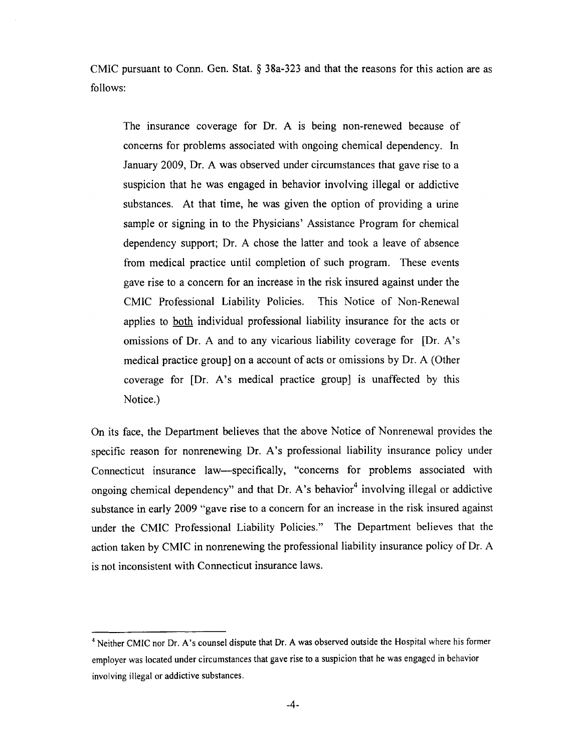CMIC pursuant to Conn. Gen. Stat. § 38a-323 and that the reasons for this action are as follows:

> The insurance coverage for Dr. A is being non-renewed because of concerns for problems associated with ongoing chemical dependency. In January 2009, Dr. A was observed under circumstances that gave rise to a suspicion that he was engaged in behavior involving illegal or addictive substances. At that time, he was given the option of providing a urine sample or signing in to the Physicians' Assistance Program for chemical dependency support; Dr. A chose the latter and took a leave of absence from medical practice until completion of such program. These events gave rise to a concern for an increase in the risk insured against under the CMIC Professional Liability Policies. This Notice of Non-Renewal applies to <u>both</u> individual professional liability insurance for the acts or omissions of Dr. A and to any vicarious liability coverage for [Dr. A's medical practice group] on a account of acts or omissions by Dr. A (Other coverage for [Dr. A's medical practice group] is unaffected by this Notice.)

On its face, the Department believes that the above Notice of Nonrenewal provides the specific reason for nonrenewing Dr. A's professional liability insurance policy under Connecticut insurance law—specifically, "concerns for problems associated with ongoing chemical dependency" and that Dr. A's behavior[4] involving illegal or addictive substance in early 2009 "gave rise to a concern for an increase in the risk insured against under the CMIC Professional Liability Policies." The Department believes that the action taken by CMIC in nonrenewing the professional liability insurance policy of Dr. A is not inconsistent with Connecticut insurance laws.

---

[4] Neither CMIC nor Dr. A's counsel dispute that Dr. A was observed outside the Hospital where his former employer was located under circumstances that gave rise to a suspicion that he was engaged in behavior involving illegal or addictive substances.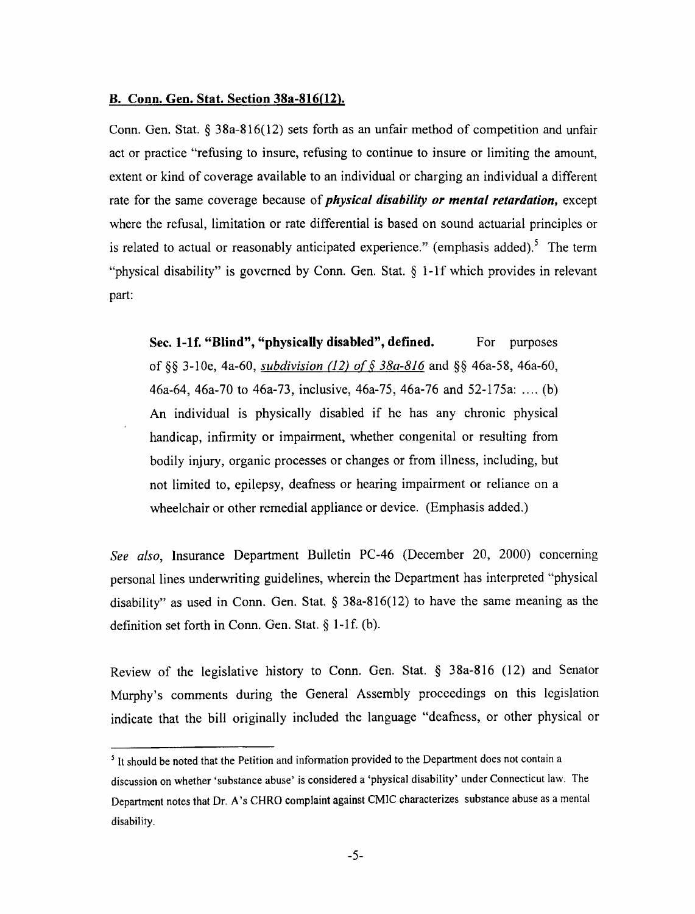**B. Conn. Gen. Stat. Section 38a-816(12).**

Conn. Gen. Stat. § 38a-816(12) sets forth as an unfair method of competition and unfair act or practice "refusing to insure, refusing to continue to insure or limiting the amount, extent or kind of coverage available to an individual or charging an individual a different rate for the same coverage because of ***physical disability or mental retardation,*** except where the refusal, limitation or rate differential is based on sound actuarial principles or is related to actual or reasonably anticipated experience." (emphasis added).[5] The term "physical disability" is governed by Conn. Gen. Stat. § 1-1f which provides in relevant part:

> **Sec. 1-1f. "Blind", "physically disabled", defined.** For purposes of §§ 3-10e, 4a-60, *subdivision (12) of § 38a-816* and §§ 46a-58, 46a-60, 46a-64, 46a-70 to 46a-73, inclusive, 46a-75, 46a-76 and 52-175a: .... (b) An individual is physically disabled if he has any chronic physical handicap, infirmity or impairment, whether congenital or resulting from bodily injury, organic processes or changes or from illness, including, but not limited to, epilepsy, deafness or hearing impairment or reliance on a wheelchair or other remedial appliance or device. (Emphasis added.)

*See also*, Insurance Department Bulletin PC-46 (December 20, 2000) concerning personal lines underwriting guidelines, wherein the Department has interpreted "physical disability" as used in Conn. Gen. Stat. § 38a-816(12) to have the same meaning as the definition set forth in Conn. Gen. Stat. § 1-1f. (b).

Review of the legislative history to Conn. Gen. Stat. § 38a-816 (12) and Senator Murphy's comments during the General Assembly proceedings on this legislation indicate that the bill originally included the language "deafness, or other physical or

[5] It should be noted that the Petition and information provided to the Department does not contain a discussion on whether 'substance abuse' is considered a 'physical disability' under Connecticut law. The Department notes that Dr. A's CHRO complaint against CMIC characterizes substance abuse as a mental disability.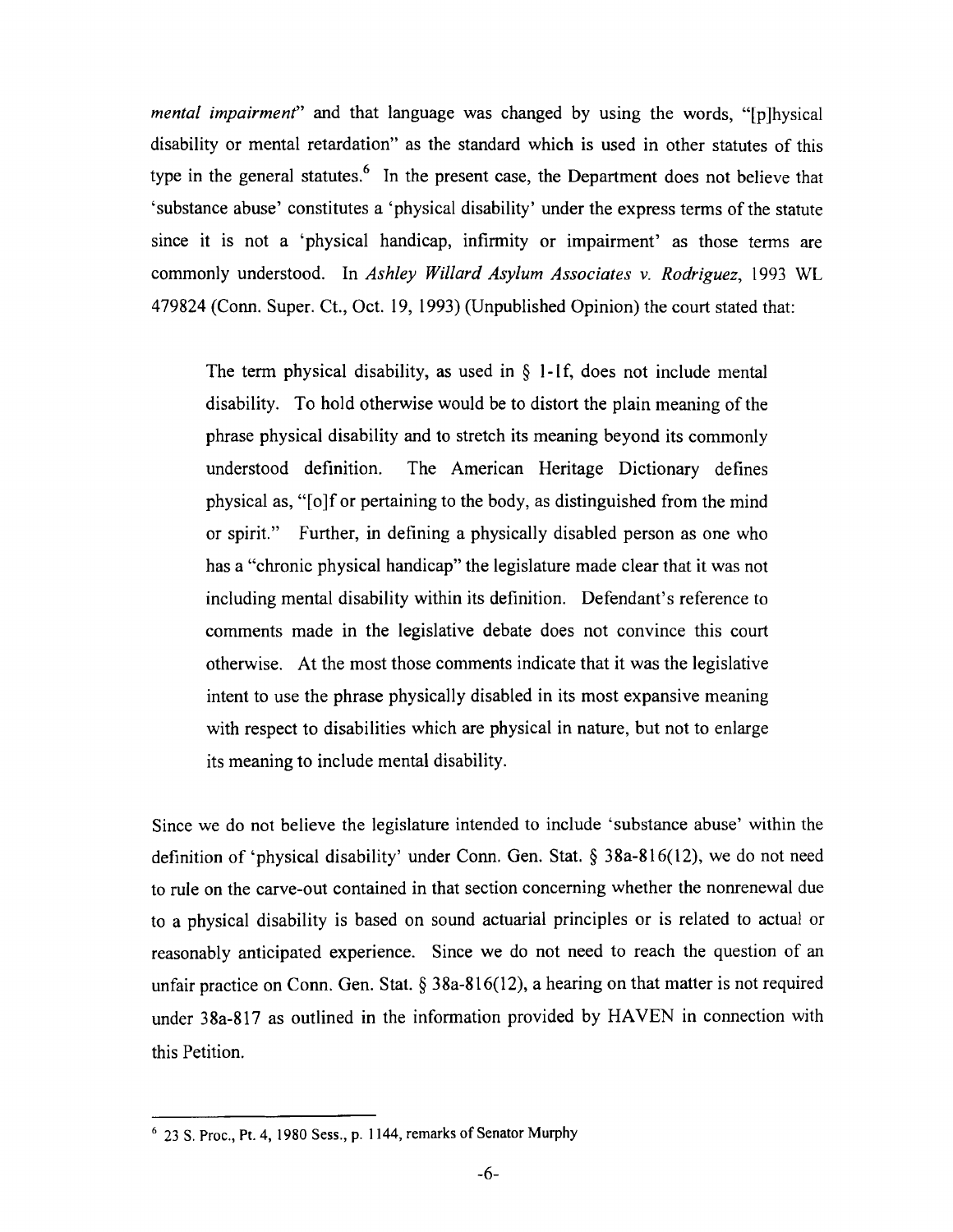*mental impairment*" and that language was changed by using the words, "[p]hysical disability or mental retardation" as the standard which is used in other statutes of this type in the general statutes.[6] In the present case, the Department does not believe that 'substance abuse' constitutes a 'physical disability' under the express terms of the statute since it is not a 'physical handicap, infirmity or impairment' as those terms are commonly understood. In *Ashley Willard Asylum Associates v. Rodriguez*, 1993 WL 479824 (Conn. Super. Ct., Oct. 19, 1993) (Unpublished Opinion) the court stated that:

> The term physical disability, as used in § 1-1f, does not include mental disability. To hold otherwise would be to distort the plain meaning of the phrase physical disability and to stretch its meaning beyond its commonly understood definition. The American Heritage Dictionary defines physical as, "[o]f or pertaining to the body, as distinguished from the mind or spirit." Further, in defining a physically disabled person as one who has a "chronic physical handicap" the legislature made clear that it was not including mental disability within its definition. Defendant's reference to comments made in the legislative debate does not convince this court otherwise. At the most those comments indicate that it was the legislative intent to use the phrase physically disabled in its most expansive meaning with respect to disabilities which are physical in nature, but not to enlarge its meaning to include mental disability.

Since we do not believe the legislature intended to include 'substance abuse' within the definition of 'physical disability' under Conn. Gen. Stat. § 38a-816(12), we do not need to rule on the carve-out contained in that section concerning whether the nonrenewal due to a physical disability is based on sound actuarial principles or is related to actual or reasonably anticipated experience. Since we do not need to reach the question of an unfair practice on Conn. Gen. Stat. § 38a-816(12), a hearing on that matter is not required under 38a-817 as outlined in the information provided by HAVEN in connection with this Petition.

---

[6] 23 S. Proc., Pt. 4, 1980 Sess., p. 1144, remarks of Senator Murphy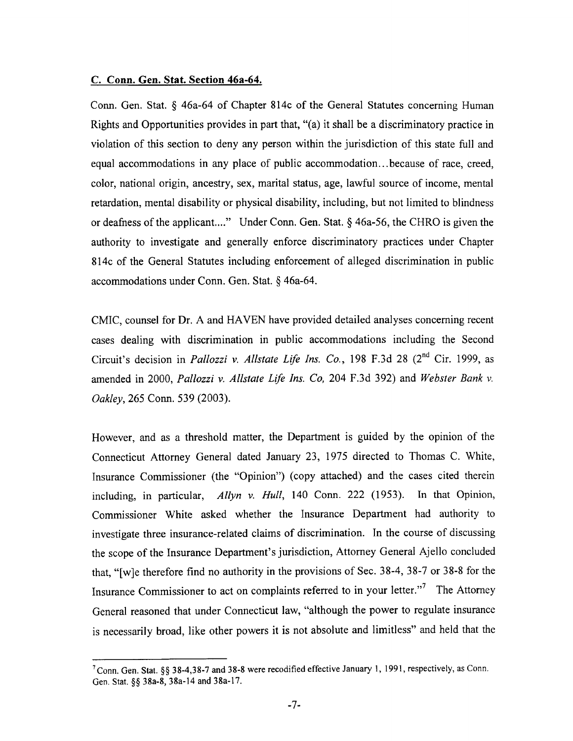**C. Conn. Gen. Stat. Section 46a-64.**

Conn. Gen. Stat. § 46a-64 of Chapter 814c of the General Statutes concerning Human Rights and Opportunities provides in part that, "(a) it shall be a discriminatory practice in violation of this section to deny any person within the jurisdiction of this state full and equal accommodations in any place of public accommodation…because of race, creed, color, national origin, ancestry, sex, marital status, age, lawful source of income, mental retardation, mental disability or physical disability, including, but not limited to blindness or deafness of the applicant…." Under Conn. Gen. Stat. § 46a-56, the CHRO is given the authority to investigate and generally enforce discriminatory practices under Chapter 814c of the General Statutes including enforcement of alleged discrimination in public accommodations under Conn. Gen. Stat. § 46a-64.

CMIC, counsel for Dr. A and HAVEN have provided detailed analyses concerning recent cases dealing with discrimination in public accommodations including the Second Circuit's decision in *Pallozzi v. Allstate Life Ins. Co.*, 198 F.3d 28 (2nd Cir. 1999, as amended in 2000, *Pallozzi v. Allstate Life Ins. Co*, 204 F.3d 392) and *Webster Bank v. Oakley*, 265 Conn. 539 (2003).

However, and as a threshold matter, the Department is guided by the opinion of the Connecticut Attorney General dated January 23, 1975 directed to Thomas C. White, Insurance Commissioner (the "Opinion") (copy attached) and the cases cited therein including, in particular, *Allyn v. Hull*, 140 Conn. 222 (1953). In that Opinion, Commissioner White asked whether the Insurance Department had authority to investigate three insurance-related claims of discrimination. In the course of discussing the scope of the Insurance Department's jurisdiction, Attorney General Ajello concluded that, "[w]e therefore find no authority in the provisions of Sec. 38-4, 38-7 or 38-8 for the Insurance Commissioner to act on complaints referred to in your letter."[7] The Attorney General reasoned that under Connecticut law, "although the power to regulate insurance is necessarily broad, like other powers it is not absolute and limitless" and held that the

[7] Conn. Gen. Stat. §§ 38-4,38-7 and 38-8 were recodified effective January 1, 1991, respectively, as Conn. Gen. Stat. §§ 38a-8, 38a-14 and 38a-17.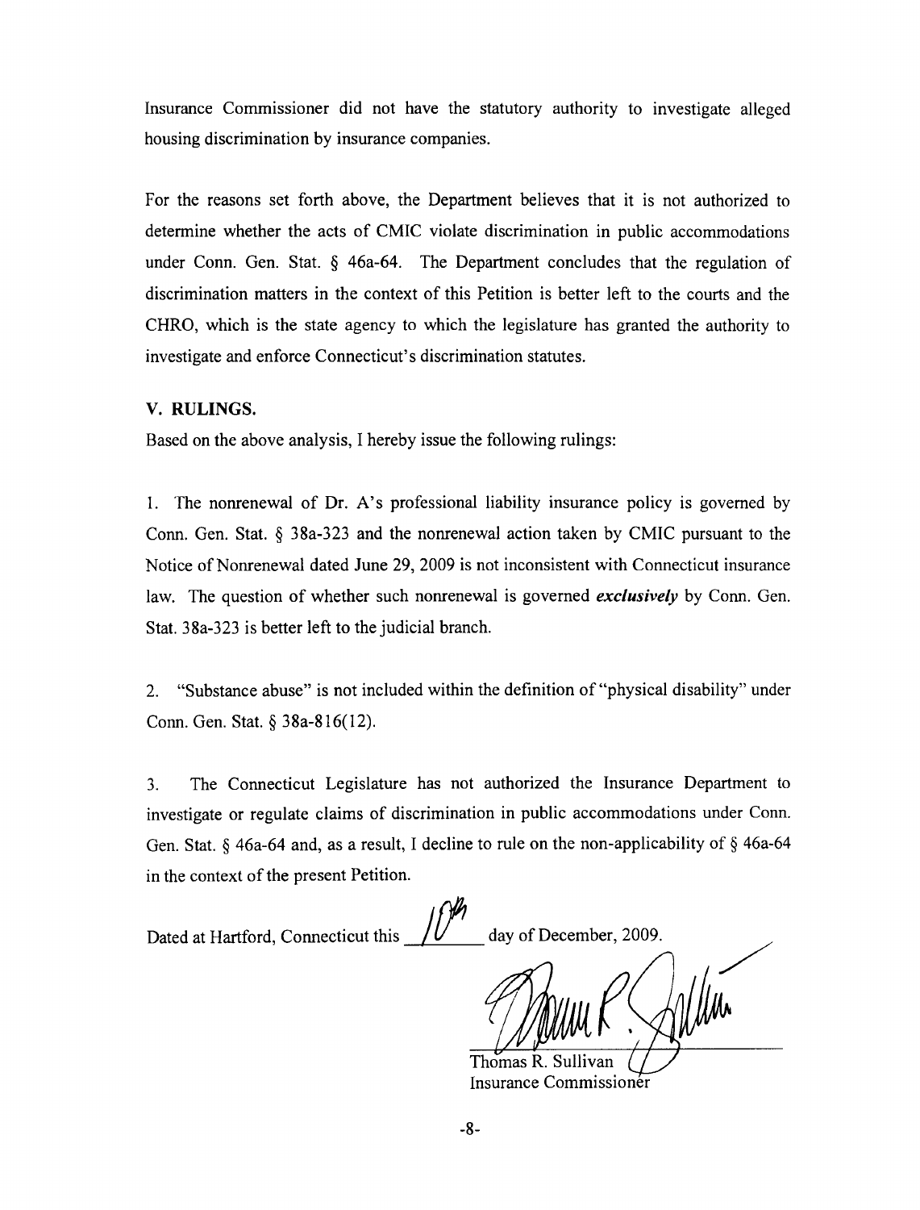Insurance Commissioner did not have the statutory authority to investigate alleged housing discrimination by insurance companies.

For the reasons set forth above, the Department believes that it is not authorized to determine whether the acts of CMIC violate discrimination in public accommodations under Conn. Gen. Stat. § 46a-64. The Department concludes that the regulation of discrimination matters in the context of this Petition is better left to the courts and the CHRO, which is the state agency to which the legislature has granted the authority to investigate and enforce Connecticut's discrimination statutes.

## V. RULINGS.

Based on the above analysis, I hereby issue the following rulings:

1. The nonrenewal of Dr. A's professional liability insurance policy is governed by Conn. Gen. Stat. § 38a-323 and the nonrenewal action taken by CMIC pursuant to the Notice of Nonrenewal dated June 29, 2009 is not inconsistent with Connecticut insurance law. The question of whether such nonrenewal is governed ***exclusively*** by Conn. Gen. Stat. 38a-323 is better left to the judicial branch.

2. "Substance abuse" is not included within the definition of "physical disability" under Conn. Gen. Stat. § 38a-816(12).

3. The Connecticut Legislature has not authorized the Insurance Department to investigate or regulate claims of discrimination in public accommodations under Conn. Gen. Stat. § 46a-64 and, as a result, I decline to rule on the non-applicability of § 46a-64 in the context of the present Petition.

Dated at Hartford, Connecticut this 10th day of December, 2009.

Thomas R. Sullivan
Insurance Commissioner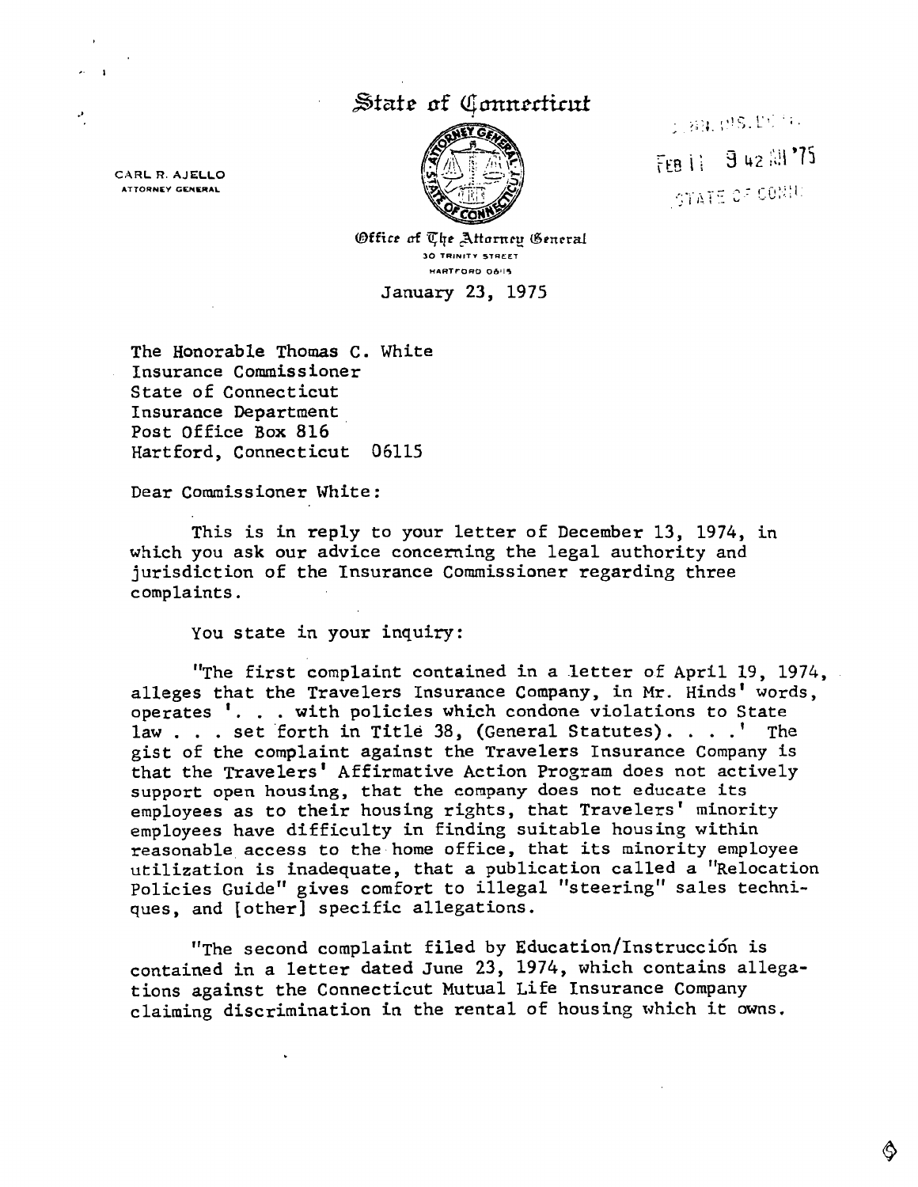# State of Connecticut

CARL R. AJELLO
ATTORNEY GENERAL

Office of The Attorney General
30 TRINITY STREET
HARTFORD 06115

FEB 11 9 42 AM '75
STATE OF CONN.

January 23, 1975

The Honorable Thomas C. White
Insurance Commissioner
State of Connecticut
Insurance Department
Post Office Box 816
Hartford, Connecticut 06115

Dear Commissioner White:

This is in reply to your letter of December 13, 1974, in which you ask our advice concerning the legal authority and jurisdiction of the Insurance Commissioner regarding three complaints.

You state in your inquiry:

"The first complaint contained in a letter of April 19, 1974, alleges that the Travelers Insurance Company, in Mr. Hinds' words, operates '. . . with policies which condone violations to State law . . . set forth in Title 38, (General Statutes). . . .' The gist of the complaint against the Travelers Insurance Company is that the Travelers' Affirmative Action Program does not actively support open housing, that the company does not educate its employees as to their housing rights, that Travelers' minority employees have difficulty in finding suitable housing within reasonable access to the home office, that its minority employee utilization is inadequate, that a publication called a "Relocation Policies Guide" gives comfort to illegal "steering" sales techniques, and [other] specific allegations.

"The second complaint filed by Education/Instrucción is contained in a letter dated June 23, 1974, which contains allegations against the Connecticut Mutual Life Insurance Company claiming discrimination in the rental of housing which it owns.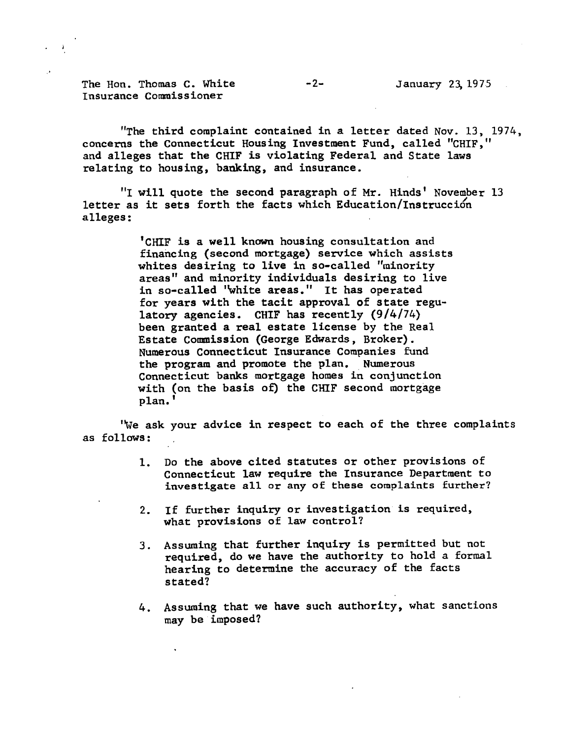The Hon. Thomas C. White
Insurance Commissioner

January 23, 1975

"The third complaint contained in a letter dated Nov. 13, 1974, concerns the Connecticut Housing Investment Fund, called "CHIF," and alleges that the CHIF is violating Federal and State laws relating to housing, banking, and insurance.

"I will quote the second paragraph of Mr. Hinds' November 13 letter as it sets forth the facts which Education/Instrucción alleges:

> 'CHIF is a well known housing consultation and financing (second mortgage) service which assists whites desiring to live in so-called "minority areas" and minority individuals desiring to live in so-called "white areas." It has operated for years with the tacit approval of state regulatory agencies. CHIF has recently (9/4/74) been granted a real estate license by the Real Estate Commission (George Edwards, Broker). Numerous Connecticut Insurance Companies fund the program and promote the plan. Numerous Connecticut banks mortgage homes in conjunction with (on the basis of) the CHIF second mortgage plan.'

"We ask your advice in respect to each of the three complaints as follows:

1. Do the above cited statutes or other provisions of Connecticut law require the Insurance Department to investigate all or any of these complaints further?
2. If further inquiry or investigation is required, what provisions of law control?
3. Assuming that further inquiry is permitted but not required, do we have the authority to hold a formal hearing to determine the accuracy of the facts stated?
4. Assuming that we have such authority, what sanctions may be imposed?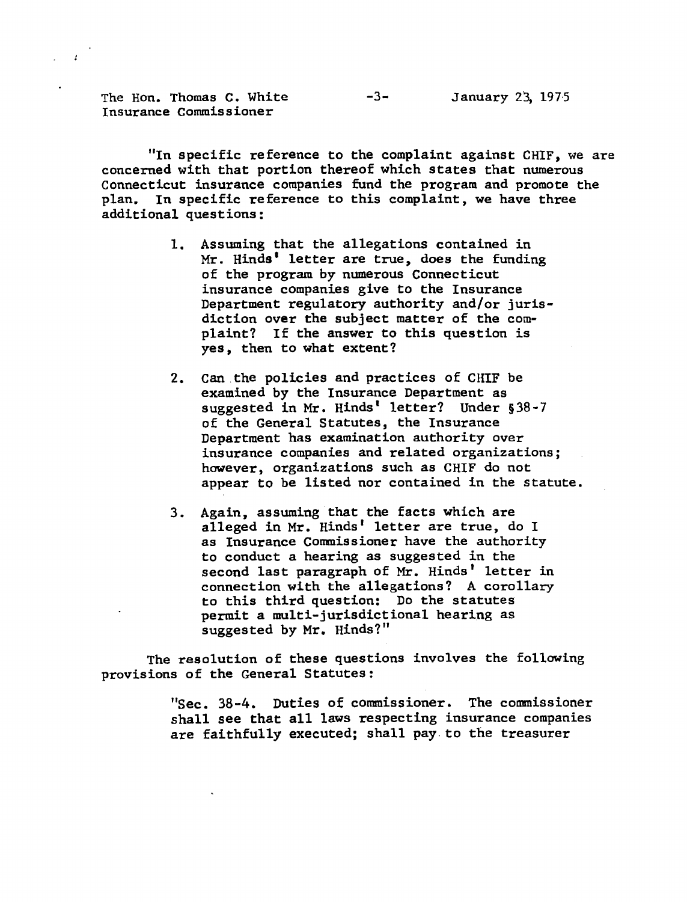"In specific reference to the complaint against CHIF, we are concerned with that portion thereof which states that numerous Connecticut insurance companies fund the program and promote the plan. In specific reference to this complaint, we have three additional questions:

1. Assuming that the allegations contained in Mr. Hinds' letter are true, does the funding of the program by numerous Connecticut insurance companies give to the Insurance Department regulatory authority and/or jurisdiction over the subject matter of the complaint? If the answer to this question is yes, then to what extent?

2. Can the policies and practices of CHIF be examined by the Insurance Department as suggested in Mr. Hinds' letter? Under §38-7 of the General Statutes, the Insurance Department has examination authority over insurance companies and related organizations; however, organizations such as CHIF do not appear to be listed nor contained in the statute.

3. Again, assuming that the facts which are alleged in Mr. Hinds' letter are true, do I as Insurance Commissioner have the authority to conduct a hearing as suggested in the second last paragraph of Mr. Hinds' letter in connection with the allegations? A corollary to this third question: Do the statutes permit a multi-jurisdictional hearing as suggested by Mr. Hinds?"

The resolution of these questions involves the following provisions of the General Statutes:

> "Sec. 38-4. Duties of commissioner. The commissioner shall see that all laws respecting insurance companies are faithfully executed; shall pay to the treasurer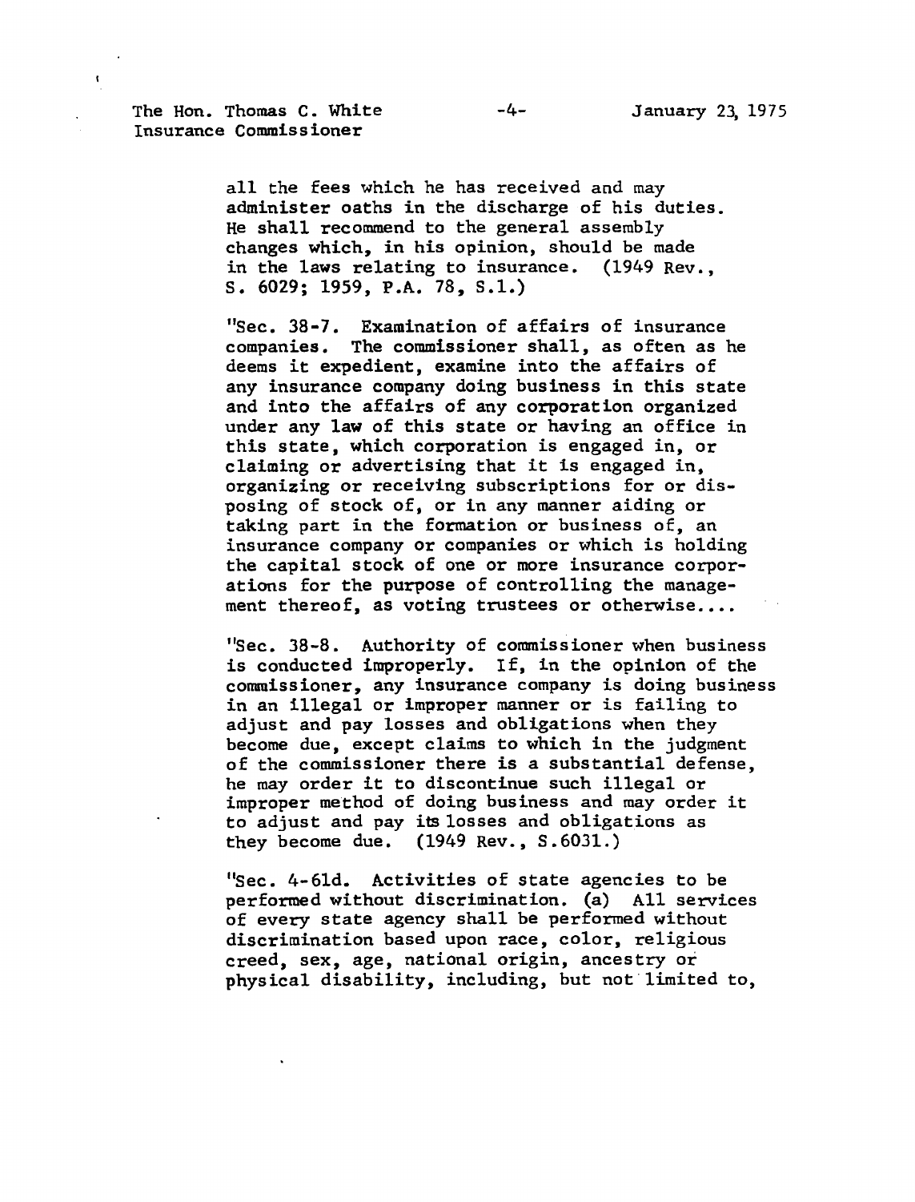all the fees which he has received and may administer oaths in the discharge of his duties. He shall recommend to the general assembly changes which, in his opinion, should be made in the laws relating to insurance. (1949 Rev., S. 6029; 1959, P.A. 78, S.1.)

"Sec. 38-7. Examination of affairs of insurance companies. The commissioner shall, as often as he deems it expedient, examine into the affairs of any insurance company doing business in this state and into the affairs of any corporation organized under any law of this state or having an office in this state, which corporation is engaged in, or claiming or advertising that it is engaged in, organizing or receiving subscriptions for or disposing of stock of, or in any manner aiding or taking part in the formation or business of, an insurance company or companies or which is holding the capital stock of one or more insurance corporations for the purpose of controlling the management thereof, as voting trustees or otherwise....

"Sec. 38-8. Authority of commissioner when business is conducted improperly. If, in the opinion of the commissioner, any insurance company is doing business in an illegal or improper manner or is failing to adjust and pay losses and obligations when they become due, except claims to which in the judgment of the commissioner there is a substantial defense, he may order it to discontinue such illegal or improper method of doing business and may order it to adjust and pay its losses and obligations as they become due. (1949 Rev., S.6031.)

"Sec. 4-61d. Activities of state agencies to be performed without discrimination. (a) All services of every state agency shall be performed without discrimination based upon race, color, religious creed, sex, age, national origin, ancestry or physical disability, including, but not limited to,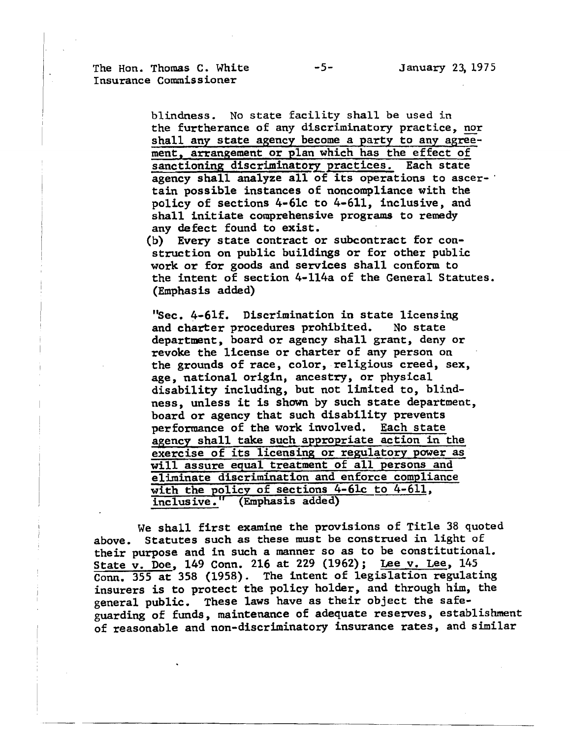blindness. No state facility shall be used in the furtherance of any discriminatory practice, <u>nor shall any state agency become a party to any agreement, arrangement or plan which has the effect of sanctioning discriminatory practices.</u> Each state agency shall analyze all of its operations to ascertain possible instances of noncompliance with the policy of sections 4-61c to 4-61l, inclusive, and shall initiate comprehensive programs to remedy any defect found to exist.

(b) Every state contract or subcontract for construction on public buildings or for other public work or for goods and services shall conform to the intent of section 4-114a of the General Statutes. (Emphasis added)

"Sec. 4-61f. Discrimination in state licensing and charter procedures prohibited. No state department, board or agency shall grant, deny or revoke the license or charter of any person on the grounds of race, color, religious creed, sex, age, national origin, ancestry, or physical disability including, but not limited to, blindness, unless it is shown by such state department, board or agency that such disability prevents performance of the work involved. <u>Each state agency shall take such appropriate action in the exercise of its licensing or regulatory power as will assure equal treatment of all persons and eliminate discrimination and enforce compliance with the policy of sections 4-61c to 4-61l, inclusive.</u>" (Emphasis added)

We shall first examine the provisions of Title 38 quoted above. Statutes such as these must be construed in light of their purpose and in such a manner so as to be constitutional. <u>State v. Doe</u>, 149 Conn. 216 at 229 (1962); <u>Lee v. Lee</u>, 145 Conn. 355 at 358 (1958). The intent of legislation regulating insurers is to protect the policy holder, and through him, the general public. These laws have as their object the safeguarding of funds, maintenance of adequate reserves, establishment of reasonable and non-discriminatory insurance rates, and similar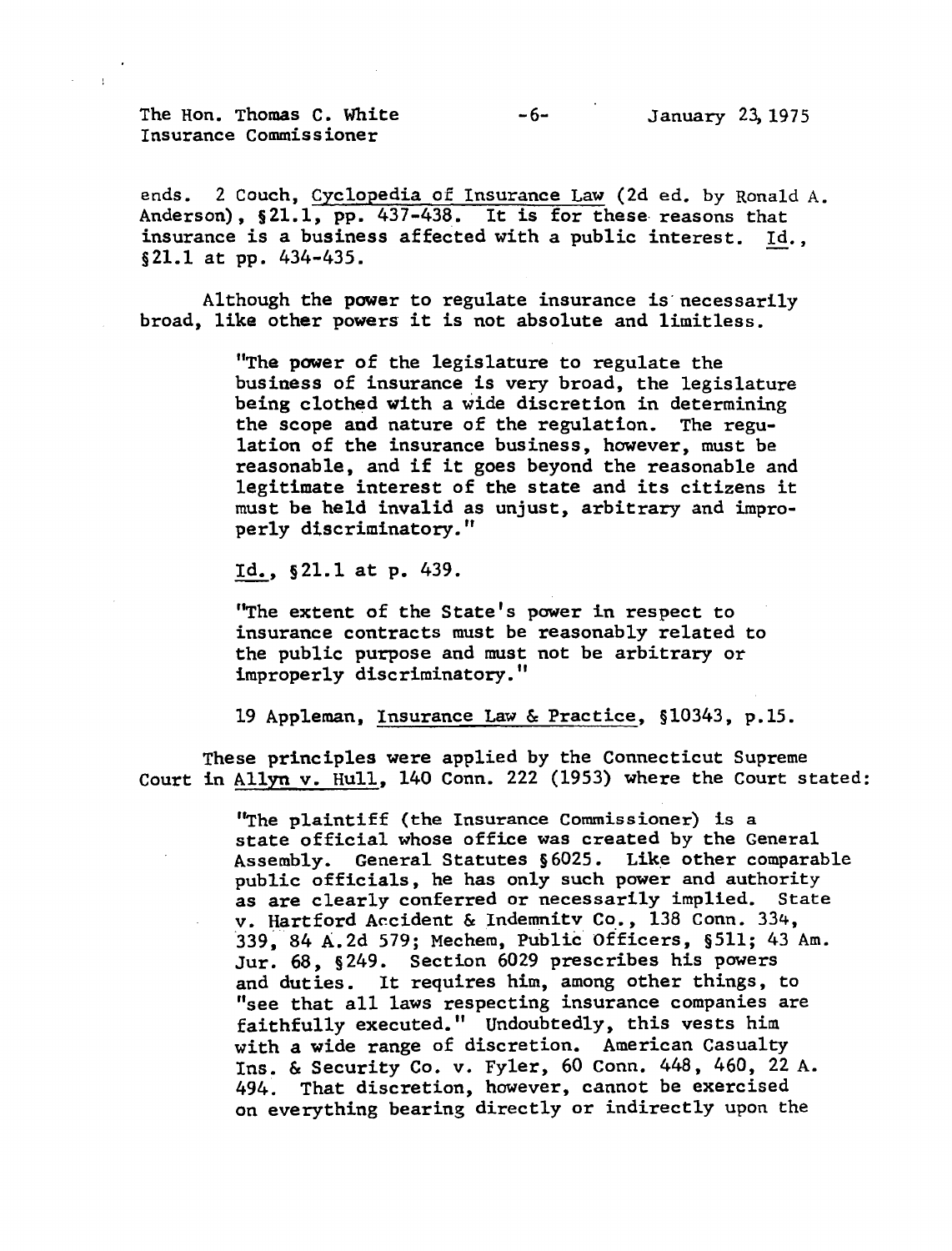ends. 2 Couch, Cyclopedia of Insurance Law (2d ed. by Ronald A. Anderson), §21.1, pp. 437-438. It is for these reasons that insurance is a business affected with a public interest. Id., §21.1 at pp. 434-435.

Although the power to regulate insurance is necessarily broad, like other powers it is not absolute and limitless.

> "The power of the legislature to regulate the business of insurance is very broad, the legislature being clothed with a wide discretion in determining the scope and nature of the regulation. The regulation of the insurance business, however, must be reasonable, and if it goes beyond the reasonable and legitimate interest of the state and its citizens it must be held invalid as unjust, arbitrary and improperly discriminatory."
>
> Id., §21.1 at p. 439.
>
> "The extent of the State's power in respect to insurance contracts must be reasonably related to the public purpose and must not be arbitrary or improperly discriminatory."
>
> 19 Appleman, Insurance Law & Practice, §10343, p.15.

These principles were applied by the Connecticut Supreme Court in Allyn v. Hull, 140 Conn. 222 (1953) where the Court stated:

> "The plaintiff (the Insurance Commissioner) is a state official whose office was created by the General Assembly. General Statutes §6025. Like other comparable public officials, he has only such power and authority as are clearly conferred or necessarily implied. State v. Hartford Accident & Indemnity Co., 138 Conn. 334, 339, 84 A.2d 579; Mechem, Public Officers, §511; 43 Am. Jur. 68, §249. Section 6029 prescribes his powers and duties. It requires him, among other things, to "see that all laws respecting insurance companies are faithfully executed." Undoubtedly, this vests him with a wide range of discretion. American Casualty Ins. & Security Co. v. Fyler, 60 Conn. 448, 460, 22 A. 494. That discretion, however, cannot be exercised on everything bearing directly or indirectly upon the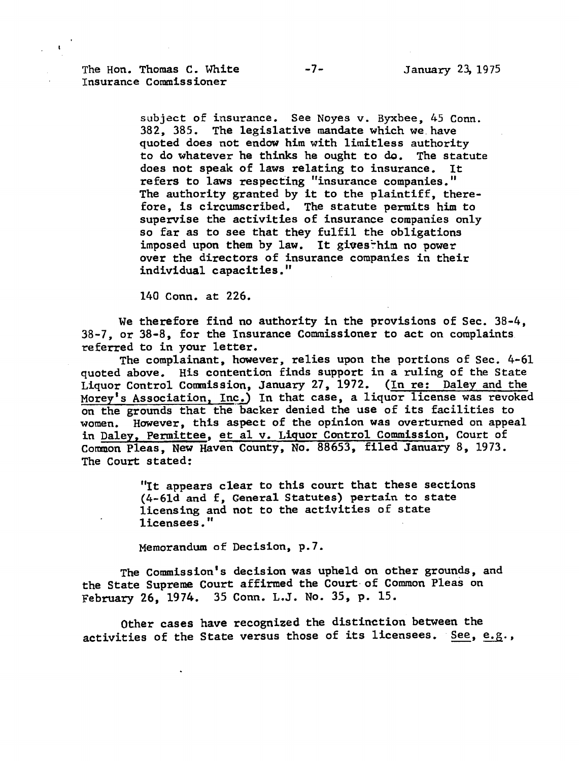subject of insurance. See Noyes v. Byxbee, 45 Conn. 382, 385. The legislative mandate which we have quoted does not endow him with limitless authority to do whatever he thinks he ought to do. The statute does not speak of laws relating to insurance. It refers to laws respecting "insurance companies." The authority granted by it to the plaintiff, therefore, is circumscribed. The statute permits him to supervise the activities of insurance companies only so far as to see that they fulfil the obligations imposed upon them by law. It gives him no power over the directors of insurance companies in their individual capacities."

140 Conn. at 226.

We therefore find no authority in the provisions of Sec. 38-4, 38-7, or 38-8, for the Insurance Commissioner to act on complaints referred to in your letter.

The complainant, however, relies upon the portions of Sec. 4-61 quoted above. His contention finds support in a ruling of the State Liquor Control Commission, January 27, 1972. (In re: Daley and the Morey's Association, Inc.) In that case, a liquor license was revoked on the grounds that the backer denied the use of its facilities to women. However, this aspect of the opinion was overturned on appeal in Daley, Permittee, et al v. Liquor Control Commission, Court of Common Pleas, New Haven County, No. 88653, filed January 8, 1973. The Court stated:

> "It appears clear to this court that these sections (4-61d and f, General Statutes) pertain to state licensing and not to the activities of state licensees."
>
> Memorandum of Decision, p.7.

The Commission's decision was upheld on other grounds, and the State Supreme Court affirmed the Court of Common Pleas on February 26, 1974. 35 Conn. L.J. No. 35, p. 15.

Other cases have recognized the distinction between the activities of the State versus those of its licensees. See, e.g.,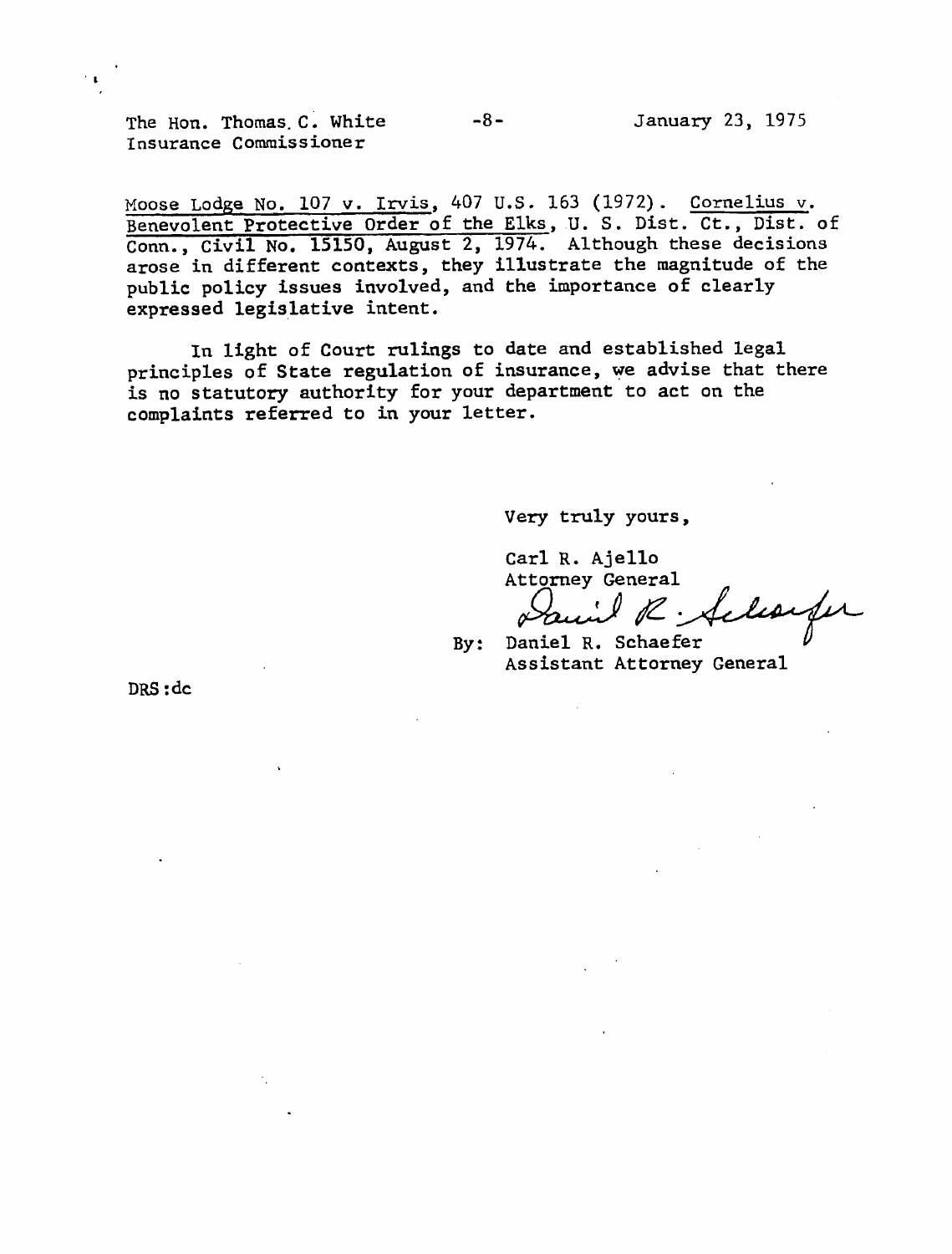Moose Lodge No. 107 v. Irvis, 407 U.S. 163 (1972). Cornelius v. Benevolent Protective Order of the Elks, U. S. Dist. Ct., Dist. of Conn., Civil No. 15150, August 2, 1974. Although these decisions arose in different contexts, they illustrate the magnitude of the public policy issues involved, and the importance of clearly expressed legislative intent.

In light of Court rulings to date and established legal principles of State regulation of insurance, we advise that there is no statutory authority for your department to act on the complaints referred to in your letter.

Very truly yours,

Carl R. Ajello
Attorney General

By: Daniel R. Schaefer
Assistant Attorney General

DRS:dc